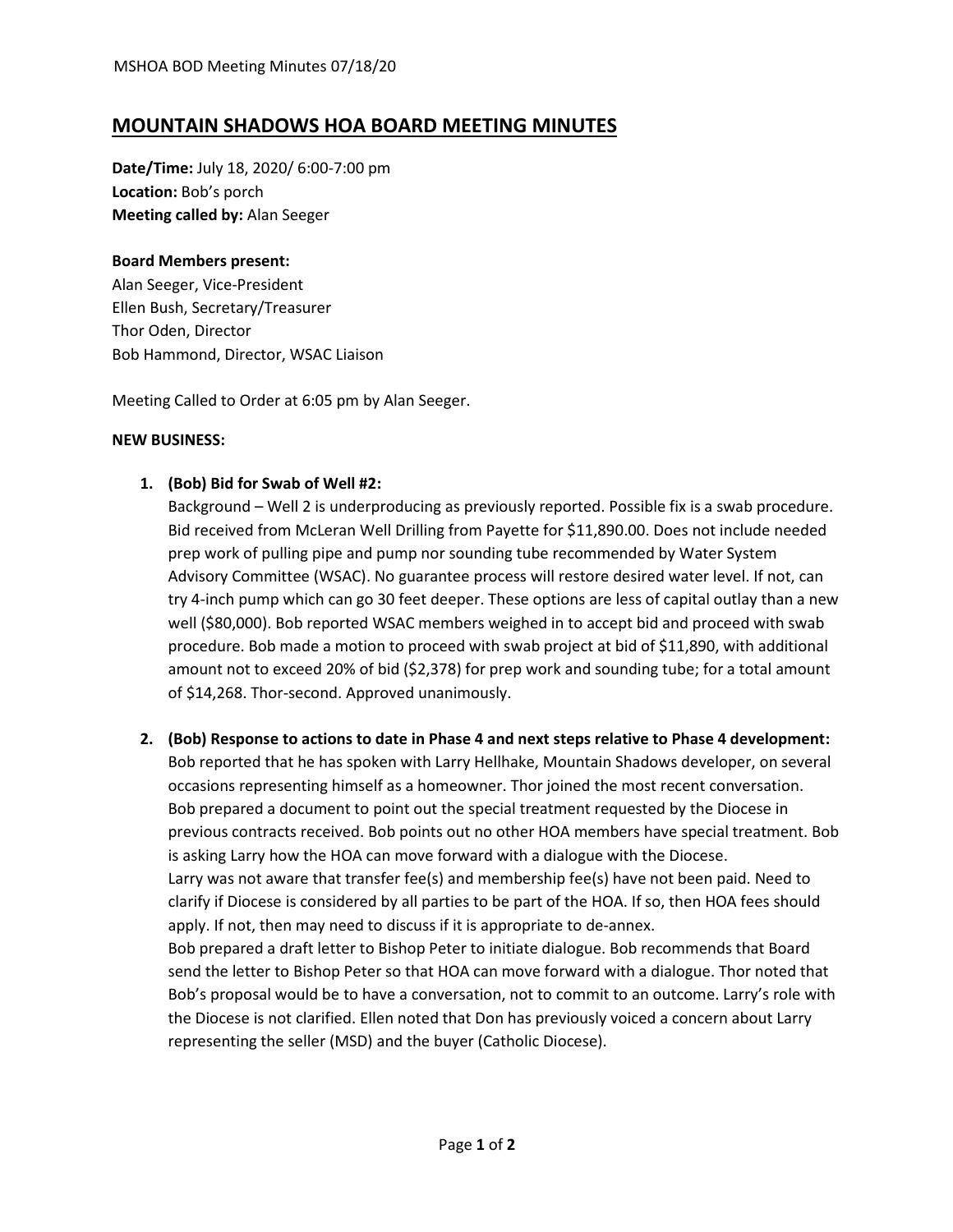# MOUNTAIN SHADOWS HOA BOARD MEETING MINUTES

**Date/Time:** July 18, 2020/ 6:00-7:00 pm
**Location:** Bob's porch
**Meeting called by:** Alan Seeger

**Board Members present:**
Alan Seeger, Vice-President
Ellen Bush, Secretary/Treasurer
Thor Oden, Director
Bob Hammond, Director, WSAC Liaison

Meeting Called to Order at 6:05 pm by Alan Seeger.

**NEW BUSINESS:**

1. **(Bob) Bid for Swab of Well #2:**
   Background – Well 2 is underproducing as previously reported. Possible fix is a swab procedure. Bid received from McLeran Well Drilling from Payette for $11,890.00. Does not include needed prep work of pulling pipe and pump nor sounding tube recommended by Water System Advisory Committee (WSAC). No guarantee process will restore desired water level. If not, can try 4-inch pump which can go 30 feet deeper. These options are less of capital outlay than a new well ($80,000). Bob reported WSAC members weighed in to accept bid and proceed with swab procedure. Bob made a motion to proceed with swab project at bid of $11,890, with additional amount not to exceed 20% of bid ($2,378) for prep work and sounding tube; for a total amount of $14,268. Thor-second. Approved unanimously.

2. **(Bob) Response to actions to date in Phase 4 and next steps relative to Phase 4 development:**
   Bob reported that he has spoken with Larry Hellhake, Mountain Shadows developer, on several occasions representing himself as a homeowner. Thor joined the most recent conversation. Bob prepared a document to point out the special treatment requested by the Diocese in previous contracts received. Bob points out no other HOA members have special treatment. Bob is asking Larry how the HOA can move forward with a dialogue with the Diocese.
   Larry was not aware that transfer fee(s) and membership fee(s) have not been paid. Need to clarify if Diocese is considered by all parties to be part of the HOA. If so, then HOA fees should apply. If not, then may need to discuss if it is appropriate to de-annex.
   Bob prepared a draft letter to Bishop Peter to initiate dialogue. Bob recommends that Board send the letter to Bishop Peter so that HOA can move forward with a dialogue. Thor noted that Bob's proposal would be to have a conversation, not to commit to an outcome. Larry's role with the Diocese is not clarified. Ellen noted that Don has previously voiced a concern about Larry representing the seller (MSD) and the buyer (Catholic Diocese).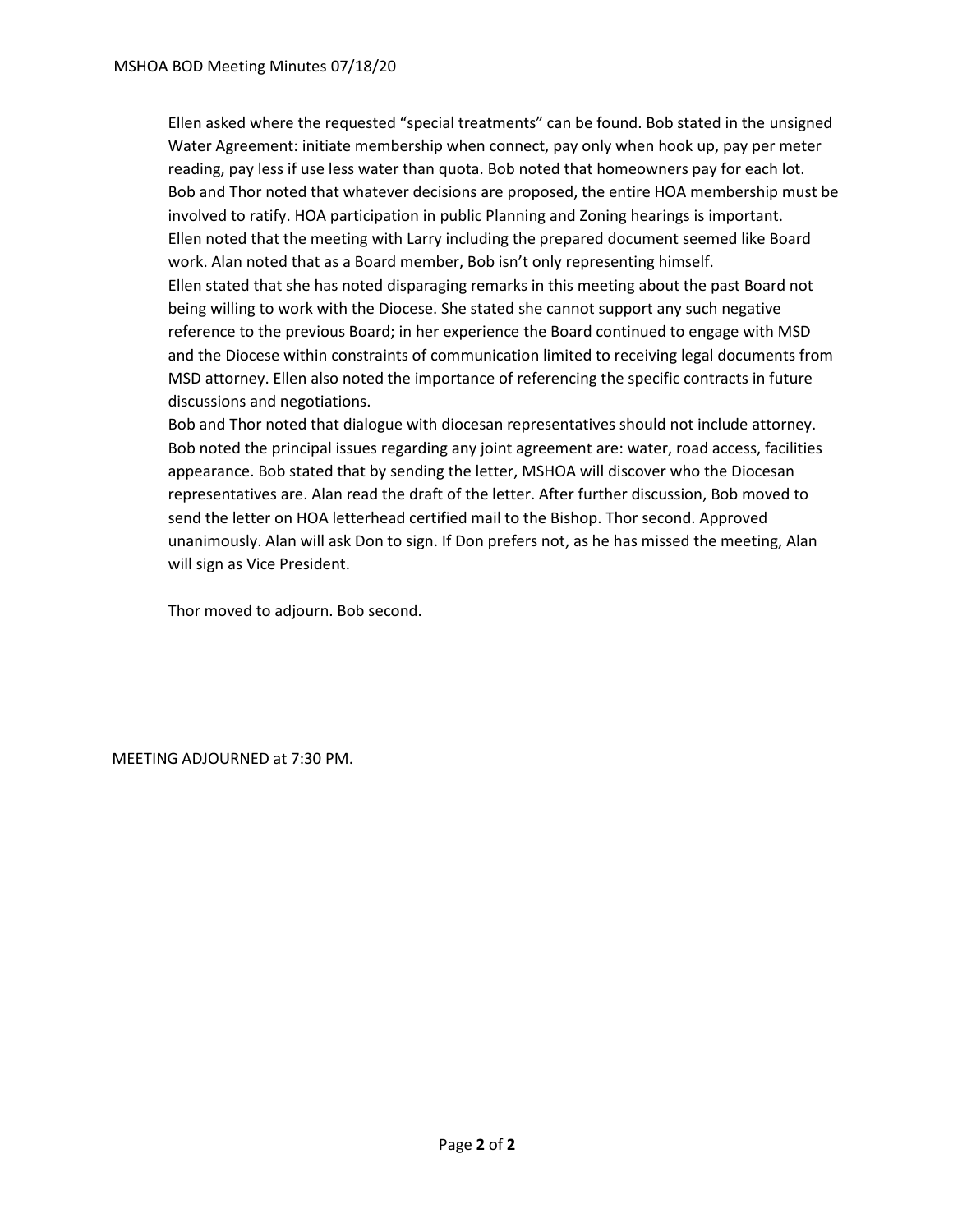Ellen asked where the requested "special treatments" can be found. Bob stated in the unsigned Water Agreement: initiate membership when connect, pay only when hook up, pay per meter reading, pay less if use less water than quota. Bob noted that homeowners pay for each lot. Bob and Thor noted that whatever decisions are proposed, the entire HOA membership must be involved to ratify. HOA participation in public Planning and Zoning hearings is important. Ellen noted that the meeting with Larry including the prepared document seemed like Board work. Alan noted that as a Board member, Bob isn't only representing himself.
Ellen stated that she has noted disparaging remarks in this meeting about the past Board not being willing to work with the Diocese. She stated she cannot support any such negative reference to the previous Board; in her experience the Board continued to engage with MSD and the Diocese within constraints of communication limited to receiving legal documents from MSD attorney. Ellen also noted the importance of referencing the specific contracts in future discussions and negotiations.
Bob and Thor noted that dialogue with diocesan representatives should not include attorney. Bob noted the principal issues regarding any joint agreement are: water, road access, facilities appearance. Bob stated that by sending the letter, MSHOA will discover who the Diocesan representatives are. Alan read the draft of the letter. After further discussion, Bob moved to send the letter on HOA letterhead certified mail to the Bishop. Thor second. Approved unanimously. Alan will ask Don to sign. If Don prefers not, as he has missed the meeting, Alan will sign as Vice President.

Thor moved to adjourn. Bob second.

MEETING ADJOURNED at 7:30 PM.